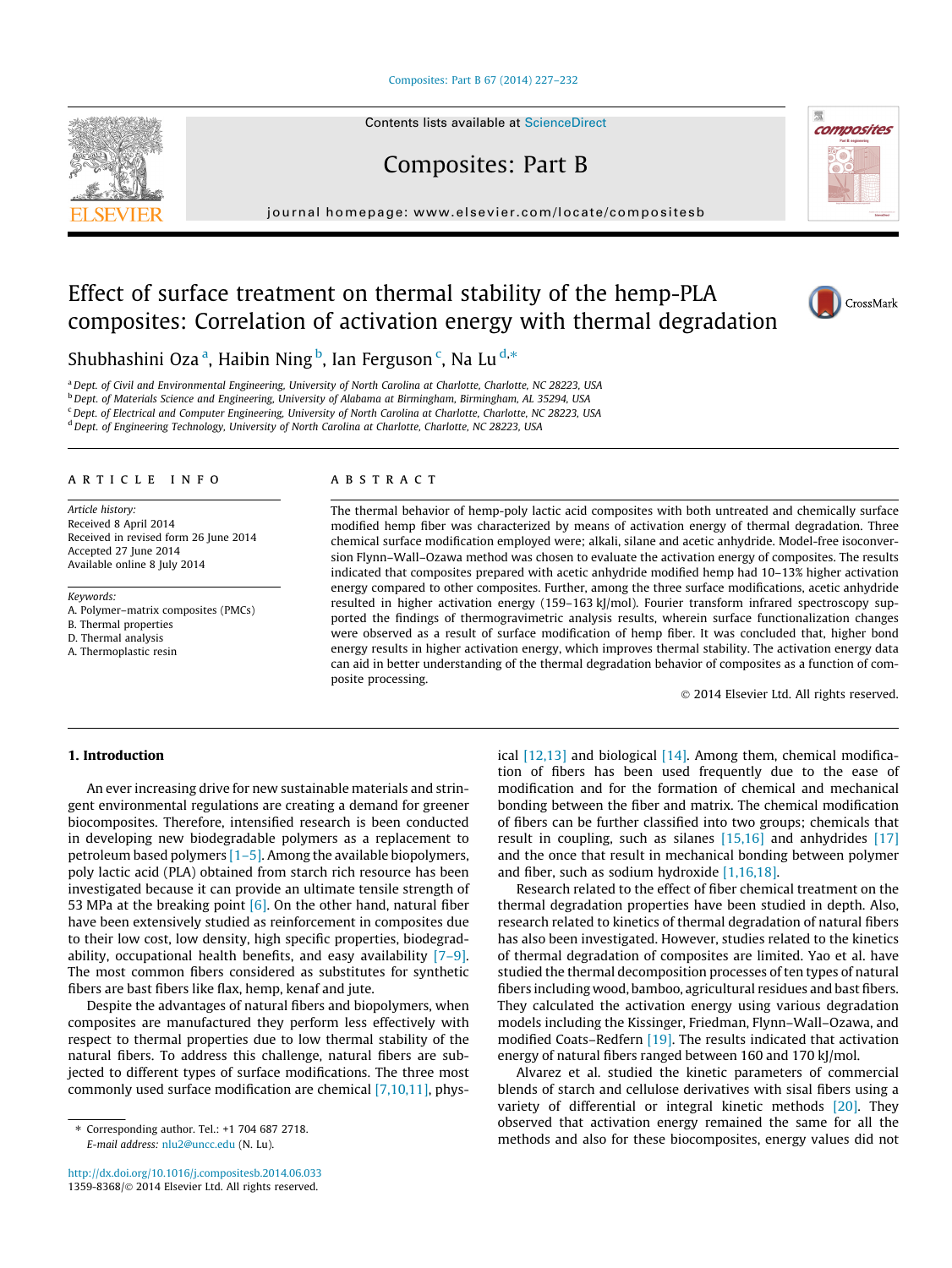# Effect of surface treatment on thermal stability of the hemp-PLA composites: Correlation of activation energy with thermal degradation

Shubhashini Oza [a], Haibin Ning [b], Ian Ferguson [c], Na Lu [d,*]

[a] Dept. of Civil and Environmental Engineering, University of North Carolina at Charlotte, Charlotte, NC 28223, USA
[b] Dept. of Materials Science and Engineering, University of Alabama at Birmingham, Birmingham, AL 35294, USA
[c] Dept. of Electrical and Computer Engineering, University of North Carolina at Charlotte, Charlotte, NC 28223, USA
[d] Dept. of Engineering Technology, University of North Carolina at Charlotte, Charlotte, NC 28223, USA

## ARTICLE INFO

*Article history:*
Received 8 April 2014
Received in revised form 26 June 2014
Accepted 27 June 2014
Available online 8 July 2014

*Keywords:*
A. Polymer–matrix composites (PMCs)
B. Thermal properties
D. Thermal analysis
A. Thermoplastic resin

## ABSTRACT

The thermal behavior of hemp-poly lactic acid composites with both untreated and chemically surface modified hemp fiber was characterized by means of activation energy of thermal degradation. Three chemical surface modification employed were; alkali, silane and acetic anhydride. Model-free isoconversion Flynn–Wall–Ozawa method was chosen to evaluate the activation energy of composites. The results indicated that composites prepared with acetic anhydride modified hemp had 10–13% higher activation energy compared to other composites. Further, among the three surface modifications, acetic anhydride resulted in higher activation energy (159–163 kJ/mol). Fourier transform infrared spectroscopy supported the findings of thermogravimetric analysis results, wherein surface functionalization changes were observed as a result of surface modification of hemp fiber. It was concluded that, higher bond energy results in higher activation energy, which improves thermal stability. The activation energy data can aid in better understanding of the thermal degradation behavior of composites as a function of composite processing.

© 2014 Elsevier Ltd. All rights reserved.

## 1. Introduction

An ever increasing drive for new sustainable materials and stringent environmental regulations are creating a demand for greener biocomposites. Therefore, intensified research is been conducted in developing new biodegradable polymers as a replacement to petroleum based polymers [1–5]. Among the available biopolymers, poly lactic acid (PLA) obtained from starch rich resource has been investigated because it can provide an ultimate tensile strength of 53 MPa at the breaking point [6]. On the other hand, natural fiber have been extensively studied as reinforcement in composites due to their low cost, low density, high specific properties, biodegradability, occupational health benefits, and easy availability [7–9]. The most common fibers considered as substitutes for synthetic fibers are bast fibers like flax, hemp, kenaf and jute.

Despite the advantages of natural fibers and biopolymers, when composites are manufactured they perform less effectively with respect to thermal properties due to low thermal stability of the natural fibers. To address this challenge, natural fibers are subjected to different types of surface modifications. The three most commonly used surface modification are chemical [7,10,11], physical [12,13] and biological [14]. Among them, chemical modification of fibers has been used frequently due to the ease of modification and for the formation of chemical and mechanical bonding between the fiber and matrix. The chemical modification of fibers can be further classified into two groups; chemicals that result in coupling, such as silanes [15,16] and anhydrides [17] and the once that result in mechanical bonding between polymer and fiber, such as sodium hydroxide [1,16,18].

Research related to the effect of fiber chemical treatment on the thermal degradation properties have been studied in depth. Also, research related to kinetics of thermal degradation of natural fibers has also been investigated. However, studies related to the kinetics of thermal degradation of composites are limited. Yao et al. have studied the thermal decomposition processes of ten types of natural fibers including wood, bamboo, agricultural residues and bast fibers. They calculated the activation energy using various degradation models including the Kissinger, Friedman, Flynn–Wall–Ozawa, and modified Coats–Redfern [19]. The results indicated that activation energy of natural fibers ranged between 160 and 170 kJ/mol.

Alvarez et al. studied the kinetic parameters of commercial blends of starch and cellulose derivatives with sisal fibers using a variety of differential or integral kinetic methods [20]. They observed that activation energy remained the same for all the methods and also for these biocomposites, energy values did not

* Corresponding author. Tel.: +1 704 687 2718.
*E-mail address:* nlu2@uncc.edu (N. Lu).

http://dx.doi.org/10.1016/j.compositesb.2014.06.033
1359-8368/© 2014 Elsevier Ltd. All rights reserved.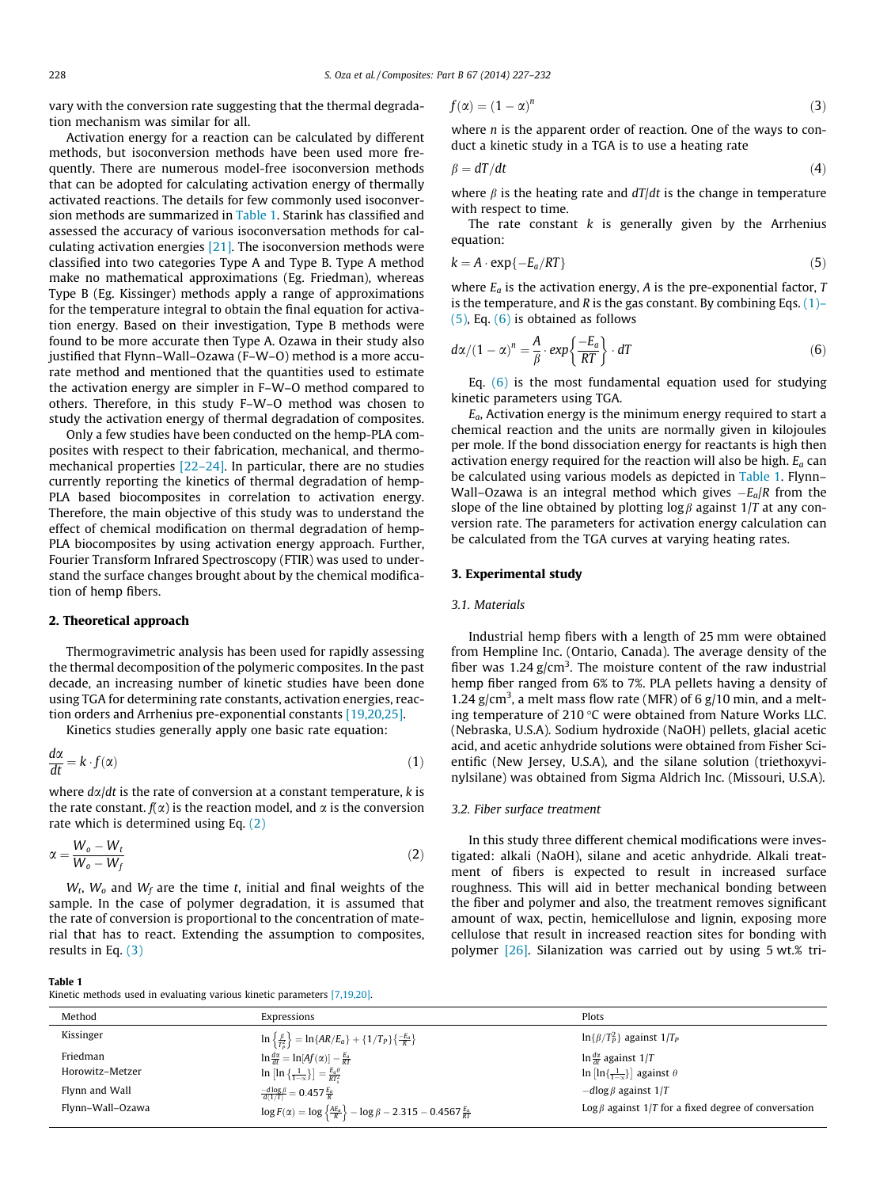vary with the conversion rate suggesting that the thermal degradation mechanism was similar for all.

Activation energy for a reaction can be calculated by different methods, but isoconversion methods have been used more frequently. There are numerous model-free isoconversion methods that can be adopted for calculating activation energy of thermally activated reactions. The details for few commonly used isoconversion methods are summarized in Table 1. Starink has classified and assessed the accuracy of various isoconversation methods for calculating activation energies [21]. The isoconversion methods were classified into two categories Type A and Type B. Type A method make no mathematical approximations (Eg. Friedman), whereas Type B (Eg. Kissinger) methods apply a range of approximations for the temperature integral to obtain the final equation for activation energy. Based on their investigation, Type B methods were found to be more accurate then Type A. Ozawa in their study also justified that Flynn–Wall–Ozawa (F–W–O) method is a more accurate method and mentioned that the quantities used to estimate the activation energy are simpler in F–W–O method compared to others. Therefore, in this study F–W–O method was chosen to study the activation energy of thermal degradation of composites.

Only a few studies have been conducted on the hemp-PLA composites with respect to their fabrication, mechanical, and thermo-mechanical properties [22–24]. In particular, there are no studies currently reporting the kinetics of thermal degradation of hemp-PLA based biocomposites in correlation to activation energy. Therefore, the main objective of this study was to understand the effect of chemical modification on thermal degradation of hemp-PLA biocomposites by using activation energy approach. Further, Fourier Transform Infrared Spectroscopy (FTIR) was used to understand the surface changes brought about by the chemical modification of hemp fibers.

## 2. Theoretical approach

Thermogravimetric analysis has been used for rapidly assessing the thermal decomposition of the polymeric composites. In the past decade, an increasing number of kinetic studies have been done using TGA for determining rate constants, activation energies, reaction orders and Arrhenius pre-exponential constants [19,20,25].

Kinetics studies generally apply one basic rate equation:

$$\frac{d\alpha}{dt} = k \cdot f(\alpha) \tag{1}$$

where $d\alpha/dt$ is the rate of conversion at a constant temperature, $k$ is the rate constant. $f(\alpha)$ is the reaction model, and $\alpha$ is the conversion rate which is determined using Eq. (2)

$$\alpha = \frac{W_o - W_t}{W_o - W_f} \tag{2}$$

$W_t$, $W_o$ and $W_f$ are the time $t$, initial and final weights of the sample. In the case of polymer degradation, it is assumed that the rate of conversion is proportional to the concentration of material that has to react. Extending the assumption to composites, results in Eq. (3)

$$f(\alpha) = (1 - \alpha)^n \tag{3}$$

where $n$ is the apparent order of reaction. One of the ways to conduct a kinetic study in a TGA is to use a heating rate

$$\beta = dT/dt \tag{4}$$

where $\beta$ is the heating rate and $dT/dt$ is the change in temperature with respect to time.

The rate constant $k$ is generally given by the Arrhenius equation:

$$k = A \cdot \exp\{-E_a/RT\} \tag{5}$$

where $E_a$ is the activation energy, $A$ is the pre-exponential factor, $T$ is the temperature, and $R$ is the gas constant. By combining Eqs. (1)–(5), Eq. (6) is obtained as follows

$$d\alpha/(1 - \alpha)^n = \frac{A}{\beta} \cdot exp\left\{\frac{-E_a}{RT}\right\} \cdot dT \tag{6}$$

Eq. (6) is the most fundamental equation used for studying kinetic parameters using TGA.

$E_a$, Activation energy is the minimum energy required to start a chemical reaction and the units are normally given in kilojoules per mole. If the bond dissociation energy for reactants is high then activation energy required for the reaction will also be high. $E_a$ can be calculated using various models as depicted in Table 1. Flynn–Wall–Ozawa is an integral method which gives $-E_a/R$ from the slope of the line obtained by plotting $\log \beta$ against $1/T$ at any conversion rate. The parameters for activation energy calculation can be calculated from the TGA curves at varying heating rates.

## 3. Experimental study

### 3.1. Materials

Industrial hemp fibers with a length of 25 mm were obtained from Hempline Inc. (Ontario, Canada). The average density of the fiber was 1.24 g/cm$^3$. The moisture content of the raw industrial hemp fiber ranged from 6% to 7%. PLA pellets having a density of 1.24 g/cm$^3$, a melt mass flow rate (MFR) of 6 g/10 min, and a melting temperature of 210 °C were obtained from Nature Works LLC. (Nebraska, U.S.A.) Sodium hydroxide (NaOH) pellets, glacial acetic acid, and acetic anhydride solutions were obtained from Fisher Scientific (New Jersey, U.S.A), and the silane solution (triethoxyvinylsilane) was obtained from Sigma Aldrich Inc. (Missouri, U.S.A).

### 3.2. Fiber surface treatment

In this study three different chemical modifications were investigated: alkali (NaOH), silane and acetic anhydride. Alkali treatment of fibers is expected to result in increased surface roughness. This will aid in better mechanical bonding between the fiber and polymer and also, the treatment removes significant amount of wax, pectin, hemicellulose and lignin, exposing more cellulose that result in increased reaction sites for bonding with polymer [26]. Silanization was carried out by using 5 wt.% tri-

**Table 1**
Kinetic methods used in evaluating various kinetic parameters [7,19,20].

| Method | Expressions | Plots |
|---|---|---|
| Kissinger | $\ln\left\{\frac{\beta}{T_P^2}\right\} = \ln\{AR/E_a\} + \{1/T_P\}\left\{\frac{-E_a}{R}\right\}$ | $\ln\{\beta/T_P^2\}$ against $1/T_P$ |
| Friedman | $\ln\frac{d\alpha}{dt} = \ln[Af(\alpha)] - \frac{E_a}{RT}$ | $\ln\frac{d\alpha}{dt}$ against $1/T$ |
| Horowitz–Metzer | $\ln\left[\ln\left\{\frac{1}{1-\alpha}\right\}\right] = \frac{E_a\theta}{RT_s^2}$ | $\ln\left[\ln\left\{\frac{1}{1-\alpha}\right\}\right]$ against $\theta$ |
| Flynn and Wall | $\frac{-d\log\beta}{d(1/T)} = 0.457\frac{E_a}{R}$ | $-d\log\beta$ against $1/T$ |
| Flynn–Wall–Ozawa | $\log F(\alpha) = \log\left\{\frac{AE_a}{R}\right\} - \log\beta - 2.315 - 0.4567\frac{E_a}{RT}$ | $\log\beta$ against $1/T$ for a fixed degree of conversation |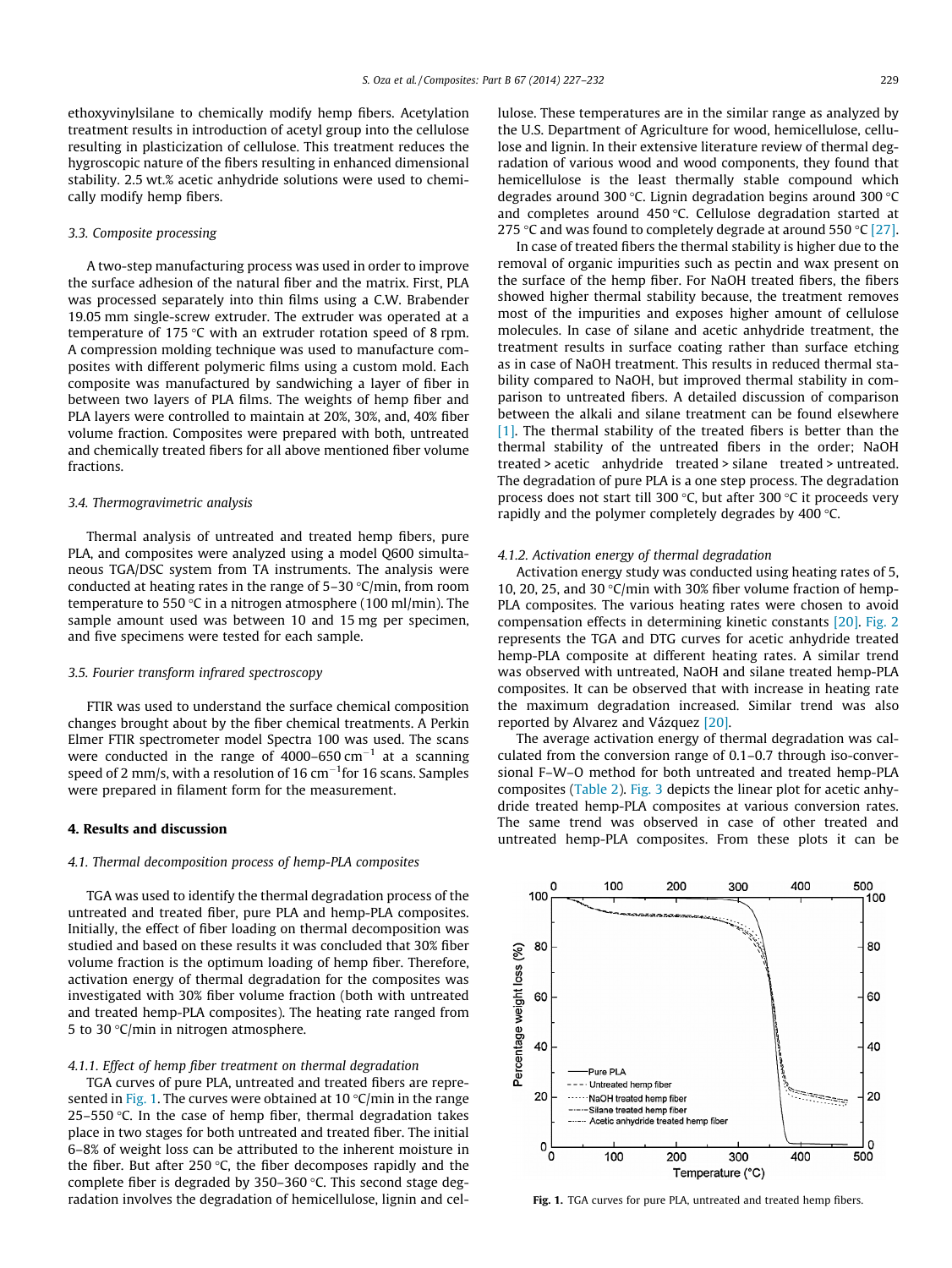ethoxyvinylsilane to chemically modify hemp fibers. Acetylation treatment results in introduction of acetyl group into the cellulose resulting in plasticization of cellulose. This treatment reduces the hygroscopic nature of the fibers resulting in enhanced dimensional stability. 2.5 wt.% acetic anhydride solutions were used to chemically modify hemp fibers.

### 3.3. Composite processing

A two-step manufacturing process was used in order to improve the surface adhesion of the natural fiber and the matrix. First, PLA was processed separately into thin films using a C.W. Brabender 19.05 mm single-screw extruder. The extruder was operated at a temperature of 175 °C with an extruder rotation speed of 8 rpm. A compression molding technique was used to manufacture composites with different polymeric films using a custom mold. Each composite was manufactured by sandwiching a layer of fiber in between two layers of PLA films. The weights of hemp fiber and PLA layers were controlled to maintain at 20%, 30%, and, 40% fiber volume fraction. Composites were prepared with both, untreated and chemically treated fibers for all above mentioned fiber volume fractions.

### 3.4. Thermogravimetric analysis

Thermal analysis of untreated and treated hemp fibers, pure PLA, and composites were analyzed using a model Q600 simultaneous TGA/DSC system from TA instruments. The analysis were conducted at heating rates in the range of 5–30 °C/min, from room temperature to 550 °C in a nitrogen atmosphere (100 ml/min). The sample amount used was between 10 and 15 mg per specimen, and five specimens were tested for each sample.

### 3.5. Fourier transform infrared spectroscopy

FTIR was used to understand the surface chemical composition changes brought about by the fiber chemical treatments. A Perkin Elmer FTIR spectrometer model Spectra 100 was used. The scans were conducted in the range of 4000–650 $cm^{-1}$ at a scanning speed of 2 mm/s, with a resolution of 16 $cm^{-1}$for 16 scans. Samples were prepared in filament form for the measurement.

## 4. Results and discussion

### 4.1. Thermal decomposition process of hemp-PLA composites

TGA was used to identify the thermal degradation process of the untreated and treated fiber, pure PLA and hemp-PLA composites. Initially, the effect of fiber loading on thermal decomposition was studied and based on these results it was concluded that 30% fiber volume fraction is the optimum loading of hemp fiber. Therefore, activation energy of thermal degradation for the composites was investigated with 30% fiber volume fraction (both with untreated and treated hemp-PLA composites). The heating rate ranged from 5 to 30 °C/min in nitrogen atmosphere.

#### 4.1.1. Effect of hemp fiber treatment on thermal degradation

TGA curves of pure PLA, untreated and treated fibers are represented in Fig. 1. The curves were obtained at 10 °C/min in the range 25–550 °C. In the case of hemp fiber, thermal degradation takes place in two stages for both untreated and treated fiber. The initial 6–8% of weight loss can be attributed to the inherent moisture in the fiber. But after 250 °C, the fiber decomposes rapidly and the complete fiber is degraded by 350–360 °C. This second stage degradation involves the degradation of hemicellulose, lignin and cellulose. These temperatures are in the similar range as analyzed by the U.S. Department of Agriculture for wood, hemicellulose, cellulose and lignin. In their extensive literature review of thermal degradation of various wood and wood components, they found that hemicellulose is the least thermally stable compound which degrades around 300 °C. Lignin degradation begins around 300 °C and completes around 450 °C. Cellulose degradation started at 275 °C and was found to completely degrade at around 550 °C [27].

In case of treated fibers the thermal stability is higher due to the removal of organic impurities such as pectin and wax present on the surface of the hemp fiber. For NaOH treated fibers, the fibers showed higher thermal stability because, the treatment removes most of the impurities and exposes higher amount of cellulose molecules. In case of silane and acetic anhydride treatment, the treatment results in surface coating rather than surface etching as in case of NaOH treatment. This results in reduced thermal stability compared to NaOH, but improved thermal stability in comparison to untreated fibers. A detailed discussion of comparison between the alkali and silane treatment can be found elsewhere [1]. The thermal stability of the treated fibers is better than the thermal stability of the untreated fibers in the order; NaOH treated > acetic anhydride treated > silane treated > untreated. The degradation of pure PLA is a one step process. The degradation process does not start till 300 °C, but after 300 °C it proceeds very rapidly and the polymer completely degrades by 400 °C.

#### 4.1.2. Activation energy of thermal degradation

Activation energy study was conducted using heating rates of 5, 10, 20, 25, and 30 °C/min with 30% fiber volume fraction of hemp-PLA composites. The various heating rates were chosen to avoid compensation effects in determining kinetic constants [20]. Fig. 2 represents the TGA and DTG curves for acetic anhydride treated hemp-PLA composite at different heating rates. A similar trend was observed with untreated, NaOH and silane treated hemp-PLA composites. It can be observed that with increase in heating rate the maximum degradation increased. Similar trend was also reported by Alvarez and Vázquez [20].

The average activation energy of thermal degradation was calculated from the conversion range of 0.1–0.7 through iso-conversional F–W–O method for both untreated and treated hemp-PLA composites (Table 2). Fig. 3 depicts the linear plot for acetic anhydride treated hemp-PLA composites at various conversion rates. The same trend was observed in case of other treated and untreated hemp-PLA composites. From these plots it can be

Fig. 1. TGA curves for pure PLA, untreated and treated hemp fibers.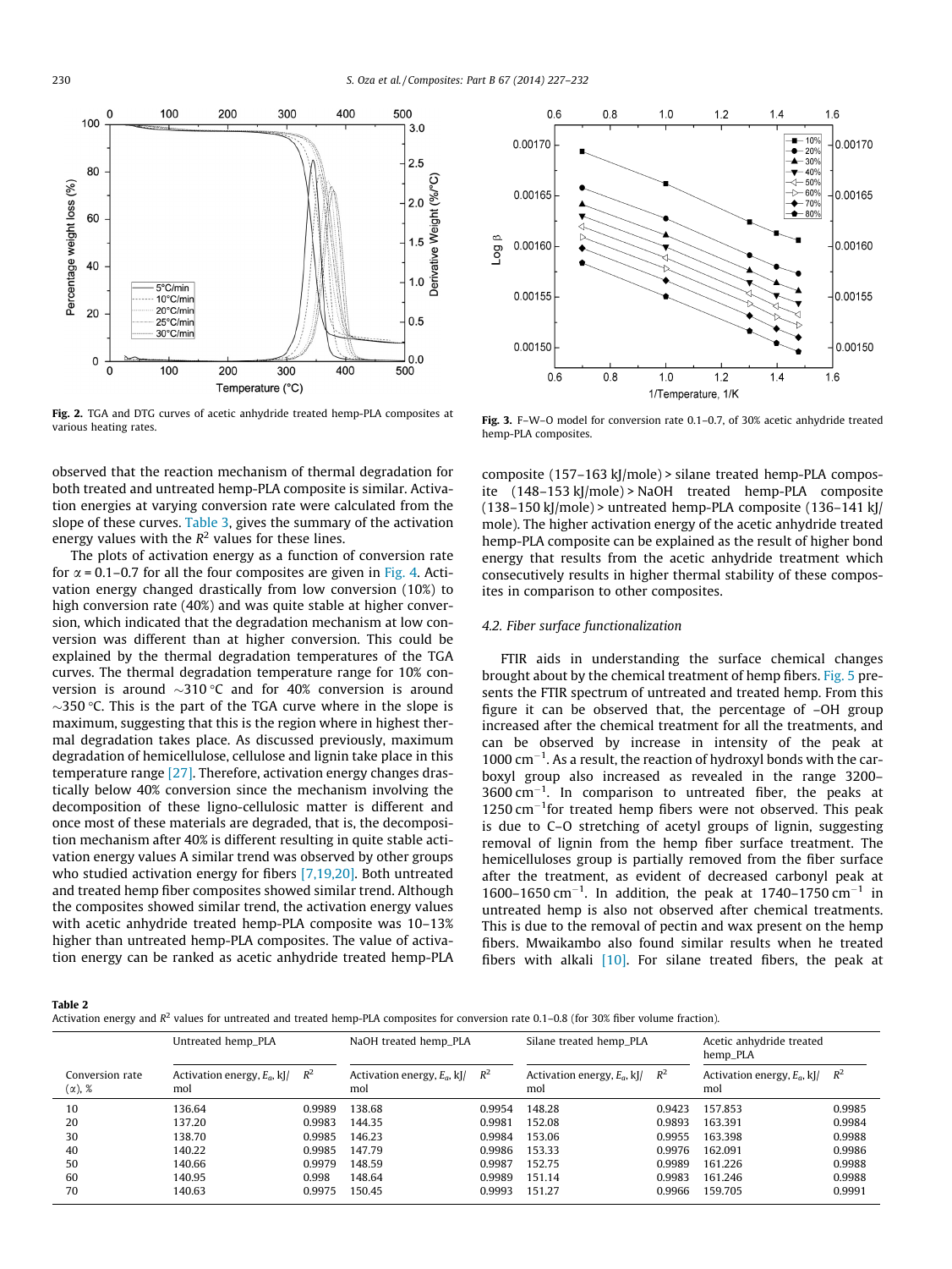Fig. 2. TGA and DTG curves of acetic anhydride treated hemp-PLA composites at various heating rates.

Fig. 3. F–W–O model for conversion rate 0.1–0.7, of 30% acetic anhydride treated hemp-PLA composites.

observed that the reaction mechanism of thermal degradation for both treated and untreated hemp-PLA composite is similar. Activation energies at varying conversion rate were calculated from the slope of these curves. Table 3, gives the summary of the activation energy values with the $R^2$ values for these lines.

The plots of activation energy as a function of conversion rate for $\alpha$ = 0.1–0.7 for all the four composites are given in Fig. 4. Activation energy changed drastically from low conversion (10%) to high conversion rate (40%) and was quite stable at higher conversion, which indicated that the degradation mechanism at low conversion was different than at higher conversion. This could be explained by the thermal degradation temperatures of the TGA curves. The thermal degradation temperature range for 10% conversion is around ~310 °C and for 40% conversion is around ~350 °C. This is the part of the TGA curve where in the slope is maximum, suggesting that this is the region where in highest thermal degradation takes place. As discussed previously, maximum degradation of hemicellulose, cellulose and lignin take place in this temperature range [27]. Therefore, activation energy changes drastically below 40% conversion since the mechanism involving the decomposition of these ligno-cellulosic matter is different and once most of these materials are degraded, that is, the decomposition mechanism after 40% is different resulting in quite stable activation energy values A similar trend was observed by other groups who studied activation energy for fibers [7,19,20]. Both untreated and treated hemp fiber composites showed similar trend. Although the composites showed similar trend, the activation energy values with acetic anhydride treated hemp-PLA composite was 10–13% higher than untreated hemp-PLA composites. The value of activation energy can be ranked as acetic anhydride treated hemp-PLA composite (157–163 kJ/mole) > silane treated hemp-PLA composite (148–153 kJ/mole) > NaOH treated hemp-PLA composite (138–150 kJ/mole) > untreated hemp-PLA composite (136–141 kJ/mole). The higher activation energy of the acetic anhydride treated hemp-PLA composite can be explained as the result of higher bond energy that results from the acetic anhydride treatment which consecutively results in higher thermal stability of these composites in comparison to other composites.

### 4.2. Fiber surface functionalization

FTIR aids in understanding the surface chemical changes brought about by the chemical treatment of hemp fibers. Fig. 5 presents the FTIR spectrum of untreated and treated hemp. From this figure it can be observed that, the percentage of –OH group increased after the chemical treatment for all the treatments, and can be observed by increase in intensity of the peak at 1000 $cm^{-1}$. As a result, the reaction of hydroxyl bonds with the carboxyl group also increased as revealed in the range 3200–3600 $cm^{-1}$. In comparison to untreated fiber, the peaks at 1250 $cm^{-1}$for treated hemp fibers were not observed. This peak is due to C–O stretching of acetyl groups of lignin, suggesting removal of lignin from the hemp fiber surface treatment. The hemicelluloses group is partially removed from the fiber surface after the treatment, as evident of decreased carbonyl peak at 1600–1650 $cm^{-1}$. In addition, the peak at 1740–1750 $cm^{-1}$ in untreated hemp is also not observed after chemical treatments. This is due to the removal of pectin and wax present on the hemp fibers. Mwaikambo also found similar results when he treated fibers with alkali [10]. For silane treated fibers, the peak at

**Table 2**
Activation energy and $R^2$ values for untreated and treated hemp-PLA composites for conversion rate 0.1–0.8 (for 30% fiber volume fraction).

| | Untreated hemp_PLA | | NaOH treated hemp_PLA | | Silane treated hemp_PLA | | Acetic anhydride treated hemp_PLA | |
|---|---|---|---|---|---|---|---|---|
| Conversion rate ($\alpha$), % | Activation energy, $E_a$, kJ/mol | $R^2$ | Activation energy, $E_a$, kJ/mol | $R^2$ | Activation energy, $E_a$, kJ/mol | $R^2$ | Activation energy, $E_a$, kJ/mol | $R^2$ |
| 10 | 136.64 | 0.9989 | 138.68 | 0.9954 | 148.28 | 0.9423 | 157.853 | 0.9985 |
| 20 | 137.20 | 0.9983 | 144.35 | 0.9981 | 152.08 | 0.9893 | 163.391 | 0.9984 |
| 30 | 138.70 | 0.9985 | 146.23 | 0.9984 | 153.06 | 0.9955 | 163.398 | 0.9988 |
| 40 | 140.22 | 0.9985 | 147.79 | 0.9986 | 153.33 | 0.9976 | 162.091 | 0.9986 |
| 50 | 140.66 | 0.9979 | 148.59 | 0.9987 | 152.75 | 0.9989 | 161.226 | 0.9988 |
| 60 | 140.95 | 0.998 | 148.64 | 0.9989 | 151.14 | 0.9983 | 161.246 | 0.9988 |
| 70 | 140.63 | 0.9975 | 150.45 | 0.9993 | 151.27 | 0.9966 | 159.705 | 0.9991 |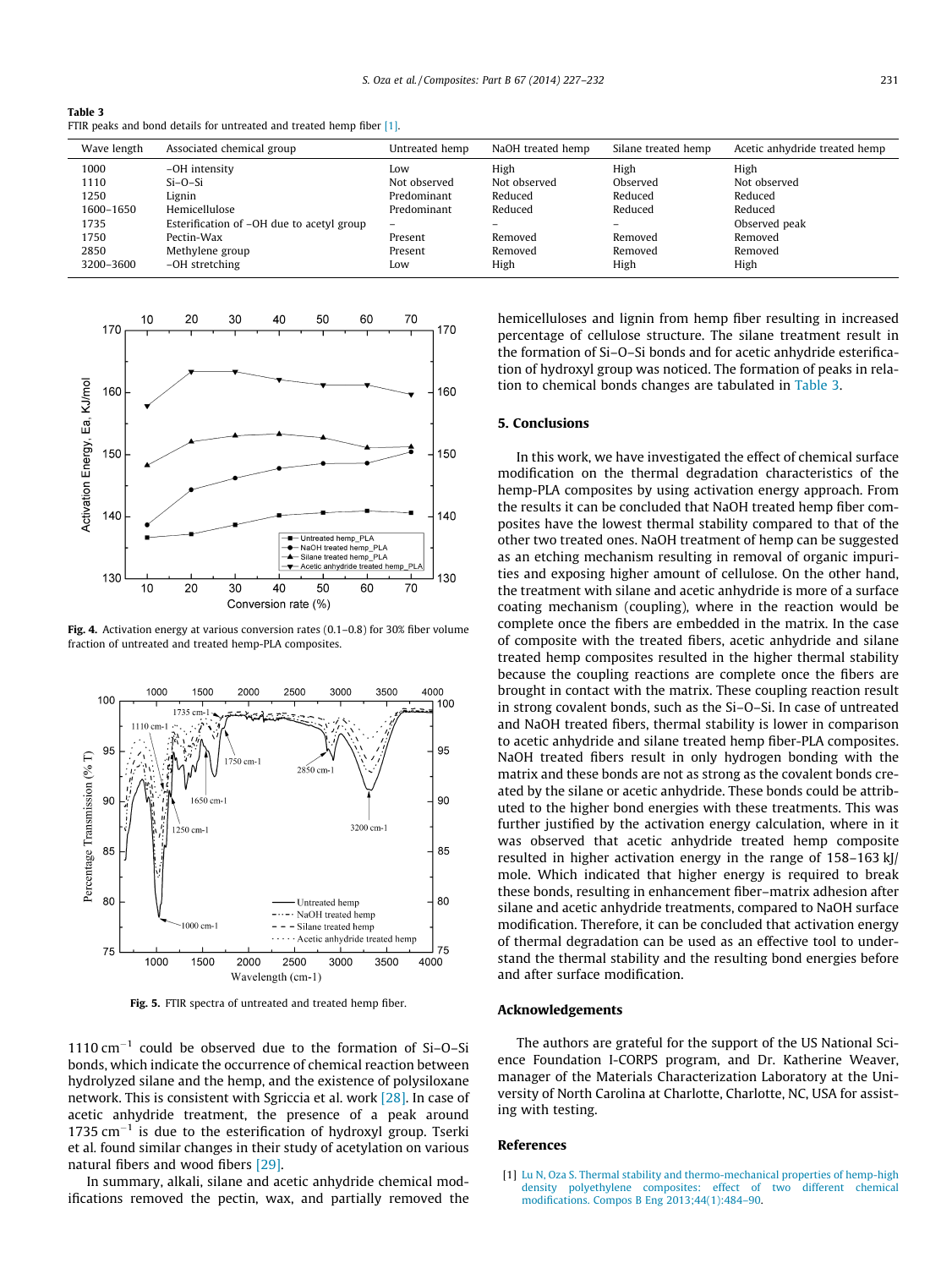**Table 3**
FTIR peaks and bond details for untreated and treated hemp fiber [1].

| Wave length | Associated chemical group | Untreated hemp | NaOH treated hemp | Silane treated hemp | Acetic anhydride treated hemp |
|---|---|---|---|---|---|
| 1000 | –OH intensity | Low | High | High | High |
| 1110 | Si–O–Si | Not observed | Not observed | Observed | Not observed |
| 1250 | Lignin | Predominant | Reduced | Reduced | Reduced |
| 1600–1650 | Hemicellulose | Predominant | Reduced | Reduced | Reduced |
| 1735 | Esterification of –OH due to acetyl group | – | – | – | Observed peak |
| 1750 | Pectin-Wax | Present | Removed | Removed | Removed |
| 2850 | Methylene group | Present | Removed | Removed | Removed |
| 3200–3600 | –OH stretching | Low | High | High | High |

Activation Energy, Ea, KJ/mol
Conversion rate (%)
10 20 30 40 50 60 70
130 140 150 160 170
Untreated hemp_PLA
NaOH treated hemp_PLA
Silane treated hemp_PLA
Acetic anhydride treated hemp_PLA

**Fig. 4.** Activation energy at various conversion rates (0.1–0.8) for 30% fiber volume fraction of untreated and treated hemp-PLA composites.

Percentage Transmission (% T)
Wavelength (cm-1)
1000 1500 2000 2500 3000 3500 4000
75 80 85 90 95 100
1735 cm-1
1110 cm-1
1750 cm-1
1650 cm-1
1250 cm-1
2850 cm-1
3200 cm-1
1000 cm-1
Untreated hemp
NaOH treated hemp
Silane treated hemp
Acetic anhydride treated hemp

**Fig. 5.** FTIR spectra of untreated and treated hemp fiber.

1110 $cm^{-1}$ could be observed due to the formation of Si–O–Si bonds, which indicate the occurrence of chemical reaction between hydrolyzed silane and the hemp, and the existence of polysiloxane network. This is consistent with Sgriccia et al. work [28]. In case of acetic anhydride treatment, the presence of a peak around 1735 $cm^{-1}$ is due to the esterification of hydroxyl group. Tserki et al. found similar changes in their study of acetylation on various natural fibers and wood fibers [29].

In summary, alkali, silane and acetic anhydride chemical modifications removed the pectin, wax, and partially removed the hemicelluloses and lignin from hemp fiber resulting in increased percentage of cellulose structure. The silane treatment result in the formation of Si–O–Si bonds and for acetic anhydride esterification of hydroxyl group was noticed. The formation of peaks in relation to chemical bonds changes are tabulated in Table 3.

## 5. Conclusions

In this work, we have investigated the effect of chemical surface modification on the thermal degradation characteristics of the hemp-PLA composites by using activation energy approach. From the results it can be concluded that NaOH treated hemp fiber composites have the lowest thermal stability compared to that of the other two treated ones. NaOH treatment of hemp can be suggested as an etching mechanism resulting in removal of organic impurities and exposing higher amount of cellulose. On the other hand, the treatment with silane and acetic anhydride is more of a surface coating mechanism (coupling), where in the reaction would be complete once the fibers are embedded in the matrix. In the case of composite with the treated fibers, acetic anhydride and silane treated hemp composites resulted in the higher thermal stability because the coupling reactions are complete once the fibers are brought in contact with the matrix. These coupling reaction result in strong covalent bonds, such as the Si–O–Si. In case of untreated and NaOH treated fibers, thermal stability is lower in comparison to acetic anhydride and silane treated hemp fiber-PLA composites. NaOH treated fibers result in only hydrogen bonding with the matrix and these bonds are not as strong as the covalent bonds created by the silane or acetic anhydride. These bonds could be attributed to the higher bond energies with these treatments. This was further justified by the activation energy calculation, where in it was observed that acetic anhydride treated hemp composite resulted in higher activation energy in the range of 158–163 kJ/mole. Which indicated that higher energy is required to break these bonds, resulting in enhancement fiber–matrix adhesion after silane and acetic anhydride treatments, compared to NaOH surface modification. Therefore, it can be concluded that activation energy of thermal degradation can be used as an effective tool to understand the thermal stability and the resulting bond energies before and after surface modification.

## Acknowledgements

The authors are grateful for the support of the US National Science Foundation I-CORPS program, and Dr. Katherine Weaver, manager of the Materials Characterization Laboratory at the University of North Carolina at Charlotte, Charlotte, NC, USA for assisting with testing.

## References

[1] Lu N, Oza S. Thermal stability and thermo-mechanical properties of hemp-high density polyethylene composites: effect of two different chemical modifications. Compos B Eng 2013;44(1):484–90.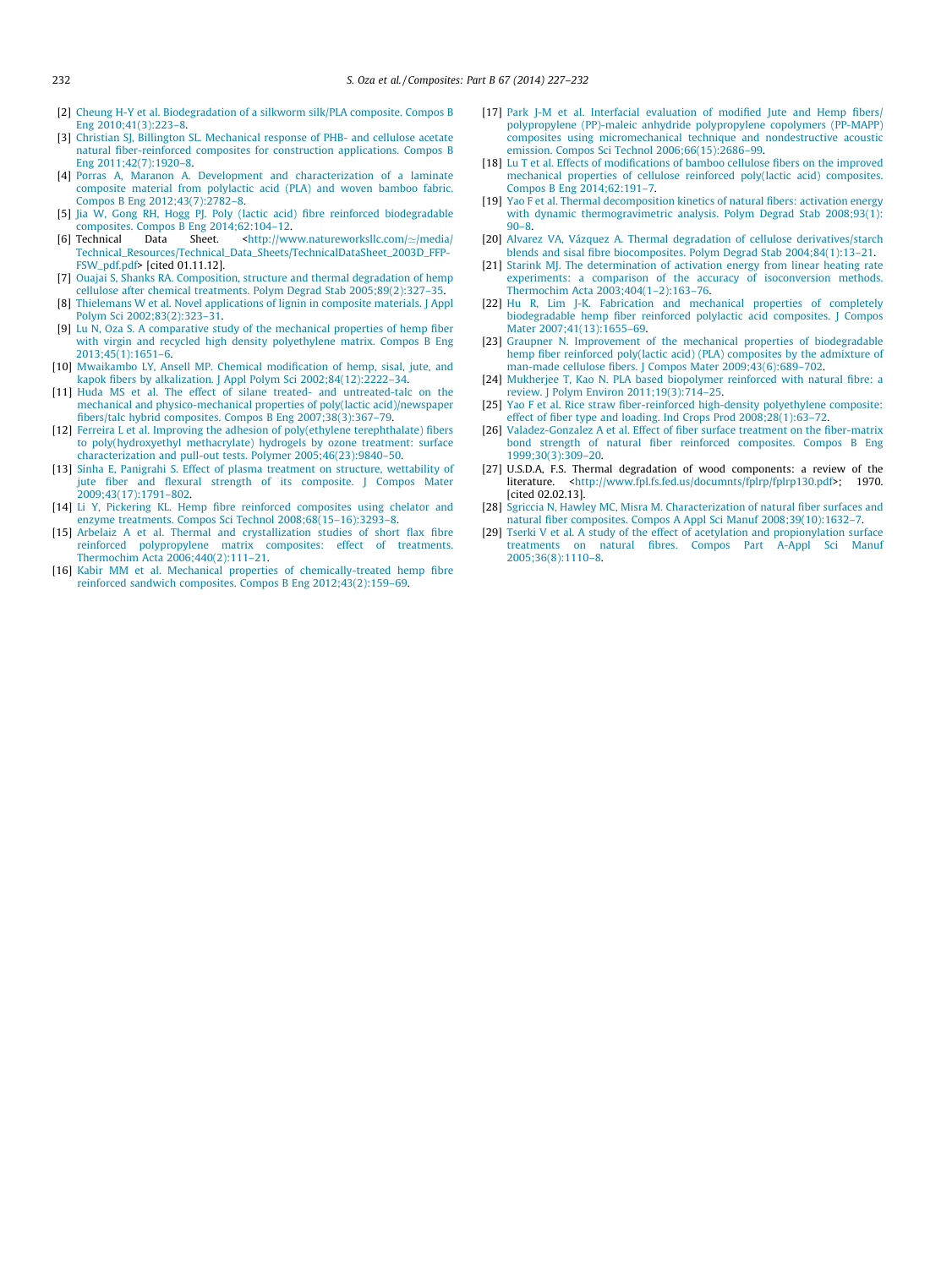[2] Cheung H-Y et al. Biodegradation of a silkworm silk/PLA composite. Compos B Eng 2010;41(3):223–8.

[3] Christian SJ, Billington SL. Mechanical response of PHB- and cellulose acetate natural fiber-reinforced composites for construction applications. Compos B Eng 2011;42(7):1920–8.

[4] Porras A, Maranon A. Development and characterization of a laminate composite material from polylactic acid (PLA) and woven bamboo fabric. Compos B Eng 2012;43(7):2782–8.

[5] Jia W, Gong RH, Hogg PJ. Poly (lactic acid) fibre reinforced biodegradable composites. Compos B Eng 2014;62:104–12.

[6] Technical Data Sheet. <http://www.natureworksllc.com/~/media/Technical_Resources/Technical_Data_Sheets/TechnicalDataSheet_2003D_FFP-FSW_pdf.pdf> [cited 01.11.12].

[7] Ouajai S, Shanks RA. Composition, structure and thermal degradation of hemp cellulose after chemical treatments. Polym Degrad Stab 2005;89(2):327–35.

[8] Thielemans W et al. Novel applications of lignin in composite materials. J Appl Polym Sci 2002;83(2):323–31.

[9] Lu N, Oza S. A comparative study of the mechanical properties of hemp fiber with virgin and recycled high density polyethylene matrix. Compos B Eng 2013;45(1):1651–6.

[10] Mwaikambo LY, Ansell MP. Chemical modification of hemp, sisal, jute, and kapok fibers by alkalization. J Appl Polym Sci 2002;84(12):2222–34.

[11] Huda MS et al. The effect of silane treated- and untreated-talc on the mechanical and physico-mechanical properties of poly(lactic acid)/newspaper fibers/talc hybrid composites. Compos B Eng 2007;38(3):367–79.

[12] Ferreira L et al. Improving the adhesion of poly(ethylene terephthalate) fibers to poly(hydroxyethyl methacrylate) hydrogels by ozone treatment: surface characterization and pull-out tests. Polymer 2005;46(23):9840–50.

[13] Sinha E, Panigrahi S. Effect of plasma treatment on structure, wettability of jute fiber and flexural strength of its composite. J Compos Mater 2009;43(17):1791–802.

[14] Li Y, Pickering KL. Hemp fibre reinforced composites using chelator and enzyme treatments. Compos Sci Technol 2008;68(15–16):3293–8.

[15] Arbelaiz A et al. Thermal and crystallization studies of short flax fibre reinforced polypropylene matrix composites: effect of treatments. Thermochim Acta 2006;440(2):111–21.

[16] Kabir MM et al. Mechanical properties of chemically-treated hemp fibre reinforced sandwich composites. Compos B Eng 2012;43(2):159–69.

[17] Park J-M et al. Interfacial evaluation of modified Jute and Hemp fibers/polypropylene (PP)-maleic anhydride polypropylene copolymers (PP-MAPP) composites using micromechanical technique and nondestructive acoustic emission. Compos Sci Technol 2006;66(15):2686–99.

[18] Lu T et al. Effects of modifications of bamboo cellulose fibers on the improved mechanical properties of cellulose reinforced poly(lactic acid) composites. Compos B Eng 2014;62:191–7.

[19] Yao F et al. Thermal decomposition kinetics of natural fibers: activation energy with dynamic thermogravimetric analysis. Polym Degrad Stab 2008;93(1):90–8.

[20] Alvarez VA, Vázquez A. Thermal degradation of cellulose derivatives/starch blends and sisal fibre biocomposites. Polym Degrad Stab 2004;84(1):13–21.

[21] Starink MJ. The determination of activation energy from linear heating rate experiments: a comparison of the accuracy of isoconversion methods. Thermochim Acta 2003;404(1–2):163–76.

[22] Hu R, Lim J-K. Fabrication and mechanical properties of completely biodegradable hemp fiber reinforced polylactic acid composites. J Compos Mater 2007;41(13):1655–69.

[23] Graupner N. Improvement of the mechanical properties of biodegradable hemp fiber reinforced poly(lactic acid) (PLA) composites by the admixture of man-made cellulose fibers. J Compos Mater 2009;43(6):689–702.

[24] Mukherjee T, Kao N. PLA based biopolymer reinforced with natural fibre: a review. J Polym Environ 2011;19(3):714–25.

[25] Yao F et al. Rice straw fiber-reinforced high-density polyethylene composite: effect of fiber type and loading. Ind Crops Prod 2008;28(1):63–72.

[26] Valadez-Gonzalez A et al. Effect of fiber surface treatment on the fiber-matrix bond strength of natural fiber reinforced composites. Compos B Eng 1999;30(3):309–20.

[27] U.S.D.A, F.S. Thermal degradation of wood components: a review of the literature. <http://www.fpl.fs.fed.us/documnts/fplrp/fplrp130.pdf>; 1970. [cited 02.02.13].

[28] Sgriccia N, Hawley MC, Misra M. Characterization of natural fiber surfaces and natural fiber composites. Compos A Appl Sci Manuf 2008;39(10):1632–7.

[29] Tserki V et al. A study of the effect of acetylation and propionylation surface treatments on natural fibres. Compos Part A-Appl Sci Manuf 2005;36(8):1110–8.